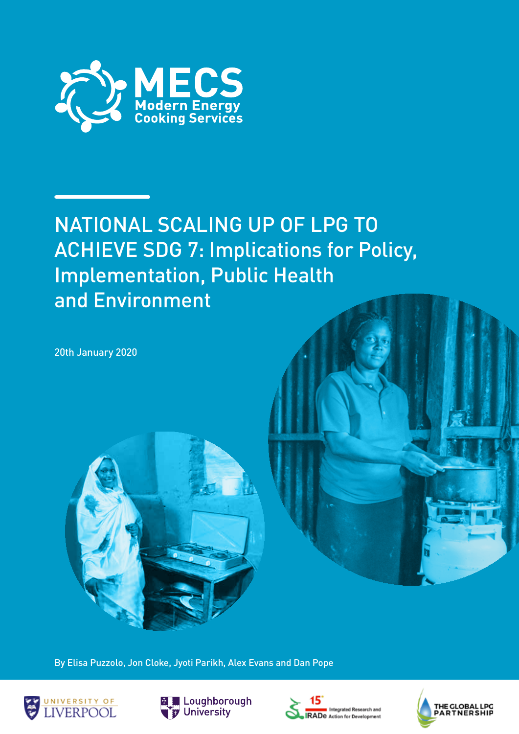MECS
Modern Energy Cooking Services

# NATIONAL SCALING UP OF LPG TO ACHIEVE SDG 7: Implications for Policy, Implementation, Public Health and Environment

20th January 2020

By Elisa Puzzolo, Jon Cloke, Jyoti Parikh, Alex Evans and Dan Pope

University of Liverpool | Loughborough University | IRADe Integrated Research and Action for Development | The Global LPG Partnership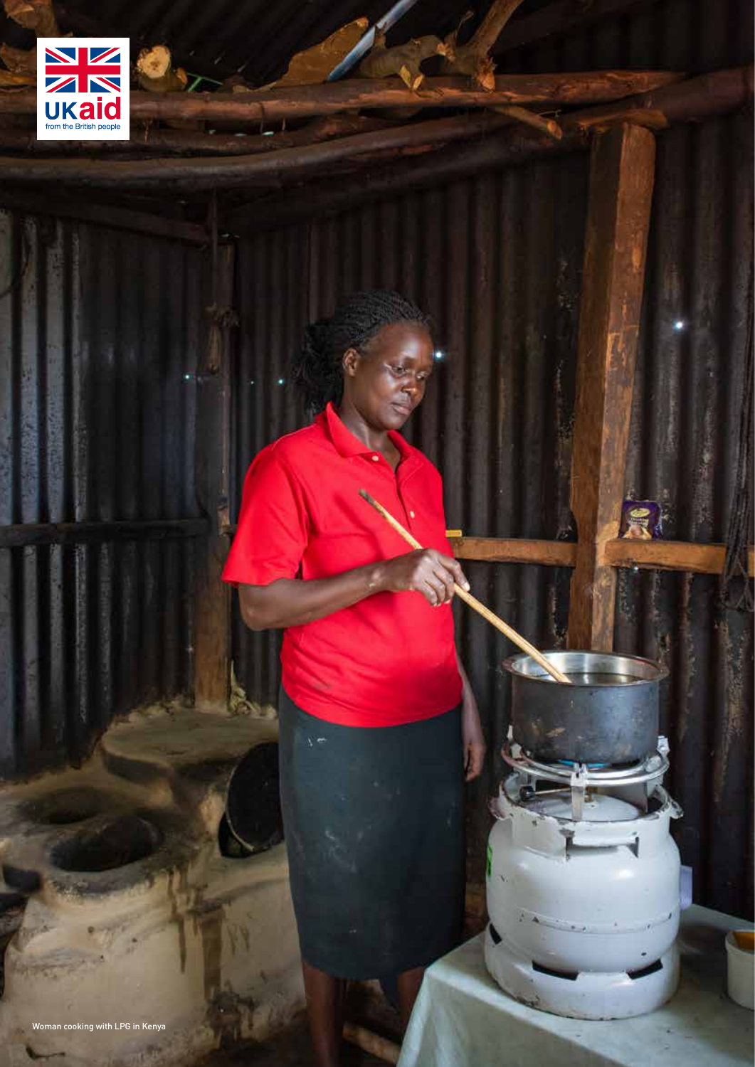Woman cooking with LPG in Kenya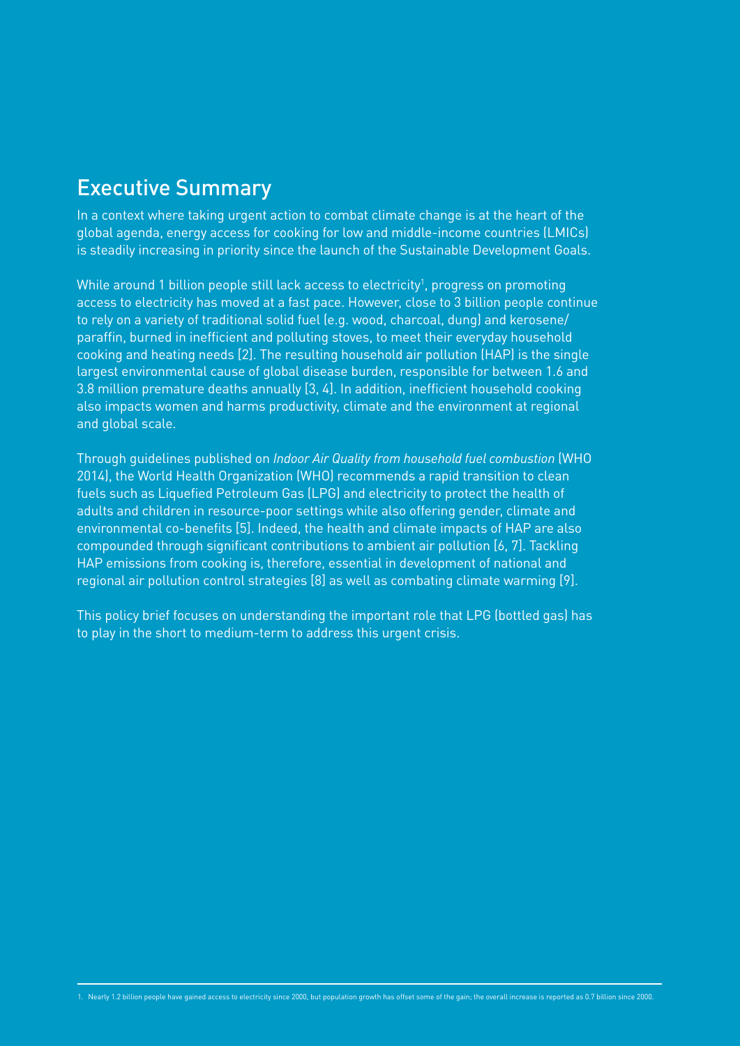## Executive Summary

In a context where taking urgent action to combat climate change is at the heart of the global agenda, energy access for cooking for low and middle-income countries (LMICs) is steadily increasing in priority since the launch of the Sustainable Development Goals.

While around 1 billion people still lack access to electricity[1], progress on promoting access to electricity has moved at a fast pace. However, close to 3 billion people continue to rely on a variety of traditional solid fuel (e.g. wood, charcoal, dung) and kerosene/paraffin, burned in inefficient and polluting stoves, to meet their everyday household cooking and heating needs [2]. The resulting household air pollution (HAP) is the single largest environmental cause of global disease burden, responsible for between 1.6 and 3.8 million premature deaths annually [3, 4]. In addition, inefficient household cooking also impacts women and harms productivity, climate and the environment at regional and global scale.

Through guidelines published on *Indoor Air Quality from household fuel combustion* (WHO 2014), the World Health Organization (WHO) recommends a rapid transition to clean fuels such as Liquefied Petroleum Gas (LPG) and electricity to protect the health of adults and children in resource-poor settings while also offering gender, climate and environmental co-benefits [5]. Indeed, the health and climate impacts of HAP are also compounded through significant contributions to ambient air pollution [6, 7]. Tackling HAP emissions from cooking is, therefore, essential in development of national and regional air pollution control strategies [8] as well as combating climate warming [9].

This policy brief focuses on understanding the important role that LPG (bottled gas) has to play in the short to medium-term to address this urgent crisis.

1. Nearly 1.2 billion people have gained access to electricity since 2000, but population growth has offset some of the gain; the overall increase is reported as 0.7 billion since 2000.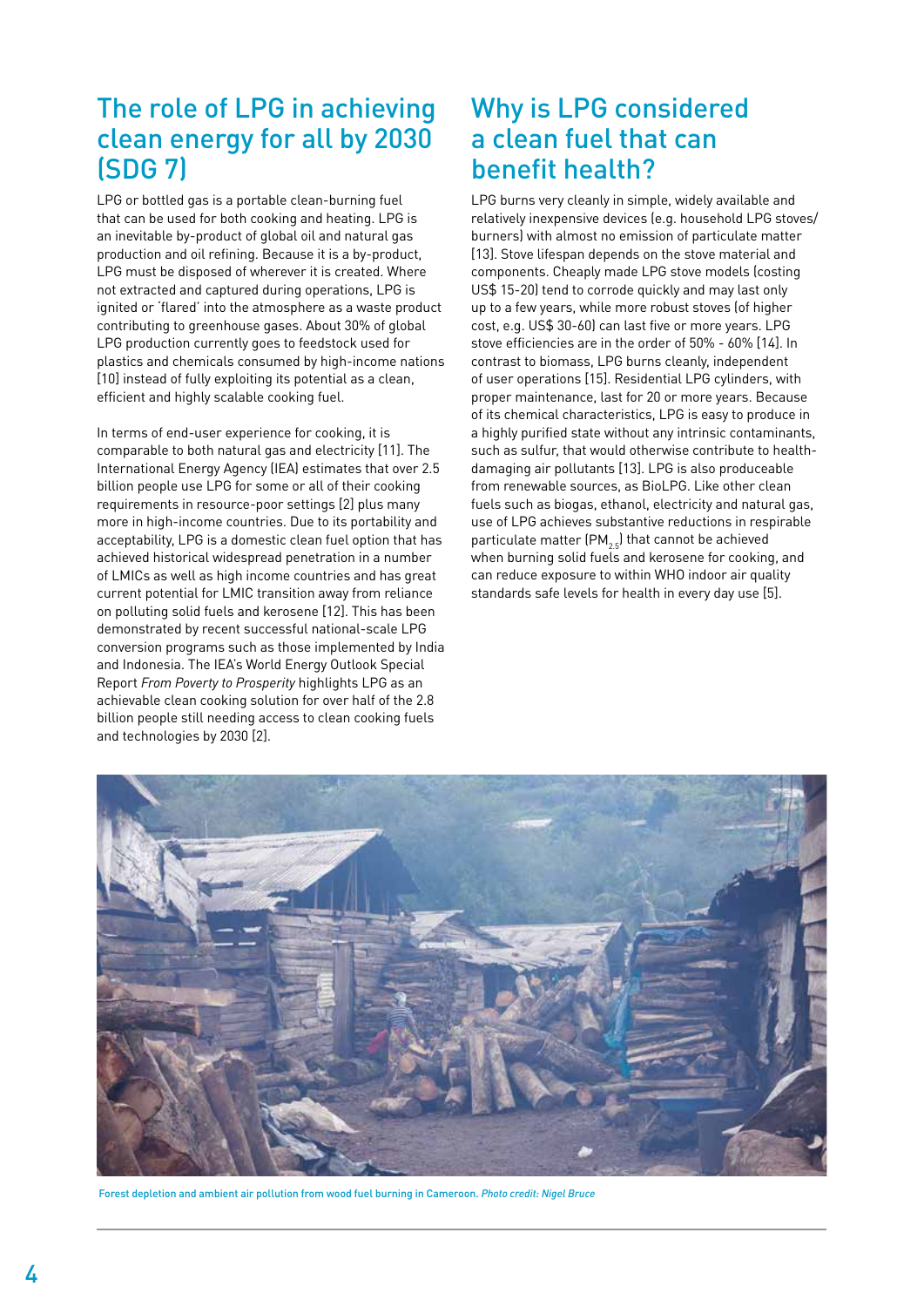## The role of LPG in achieving clean energy for all by 2030 (SDG 7)

LPG or bottled gas is a portable clean-burning fuel that can be used for both cooking and heating. LPG is an inevitable by-product of global oil and natural gas production and oil refining. Because it is a by-product, LPG must be disposed of wherever it is created. Where not extracted and captured during operations, LPG is ignited or 'flared' into the atmosphere as a waste product contributing to greenhouse gases. About 30% of global LPG production currently goes to feedstock used for plastics and chemicals consumed by high-income nations [10] instead of fully exploiting its potential as a clean, efficient and highly scalable cooking fuel.

In terms of end-user experience for cooking, it is comparable to both natural gas and electricity [11]. The International Energy Agency (IEA) estimates that over 2.5 billion people use LPG for some or all of their cooking requirements in resource-poor settings [2] plus many more in high-income countries. Due to its portability and acceptability, LPG is a domestic clean fuel option that has achieved historical widespread penetration in a number of LMICs as well as high income countries and has great current potential for LMIC transition away from reliance on polluting solid fuels and kerosene [12]. This has been demonstrated by recent successful national-scale LPG conversion programs such as those implemented by India and Indonesia. The IEA's World Energy Outlook Special Report *From Poverty to Prosperity* highlights LPG as an achievable clean cooking solution for over half of the 2.8 billion people still needing access to clean cooking fuels and technologies by 2030 [2].

## Why is LPG considered a clean fuel that can benefit health?

LPG burns very cleanly in simple, widely available and relatively inexpensive devices (e.g. household LPG stoves/burners) with almost no emission of particulate matter [13]. Stove lifespan depends on the stove material and components. Cheaply made LPG stove models (costing US$ 15-20) tend to corrode quickly and may last only up to a few years, while more robust stoves (of higher cost, e.g. US$ 30-60) can last five or more years. LPG stove efficiencies are in the order of 50% - 60% [14]. In contrast to biomass, LPG burns cleanly, independent of user operations [15]. Residential LPG cylinders, with proper maintenance, last for 20 or more years. Because of its chemical characteristics, LPG is easy to produce in a highly purified state without any intrinsic contaminants, such as sulfur, that would otherwise contribute to health-damaging air pollutants [13]. LPG is also produceable from renewable sources, as BioLPG. Like other clean fuels such as biogas, ethanol, electricity and natural gas, use of LPG achieves substantive reductions in respirable particulate matter ($PM_{2.5}$) that cannot be achieved when burning solid fuels and kerosene for cooking, and can reduce exposure to within WHO indoor air quality standards safe levels for health in every day use [5].

Forest depletion and ambient air pollution from wood fuel burning in Cameroon. *Photo credit: Nigel Bruce*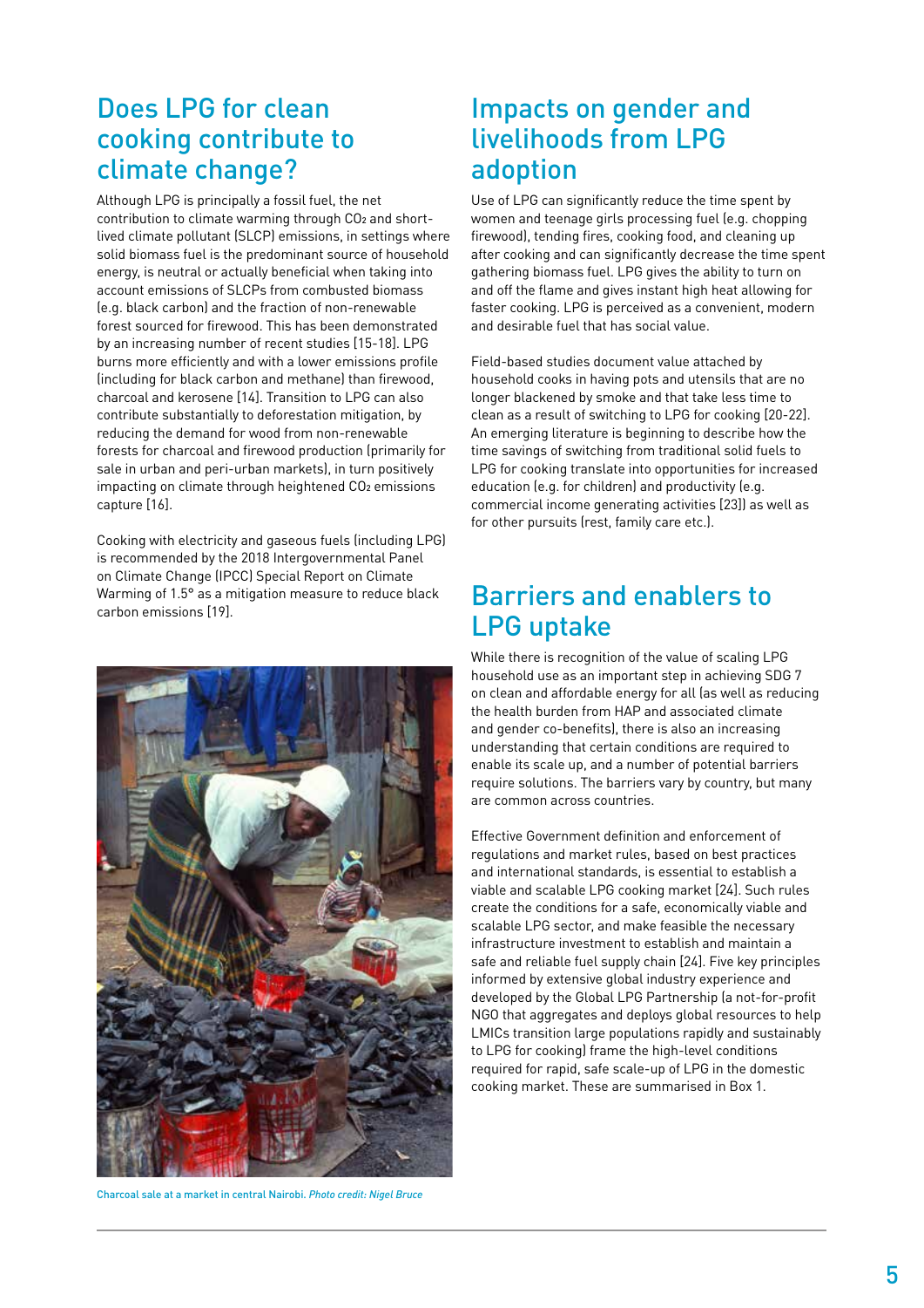## Does LPG for clean cooking contribute to climate change?

Although LPG is principally a fossil fuel, the net contribution to climate warming through $CO_2$ and short-lived climate pollutant (SLCP) emissions, in settings where solid biomass fuel is the predominant source of household energy, is neutral or actually beneficial when taking into account emissions of SLCPs from combusted biomass (e.g. black carbon) and the fraction of non-renewable forest sourced for firewood. This has been demonstrated by an increasing number of recent studies [15-18]. LPG burns more efficiently and with a lower emissions profile (including for black carbon and methane) than firewood, charcoal and kerosene [14]. Transition to LPG can also contribute substantially to deforestation mitigation, by reducing the demand for wood from non-renewable forests for charcoal and firewood production (primarily for sale in urban and peri-urban markets), in turn positively impacting on climate through heightened $CO_2$ emissions capture [16].

Cooking with electricity and gaseous fuels (including LPG) is recommended by the 2018 Intergovernmental Panel on Climate Change (IPCC) Special Report on Climate Warming of 1.5° as a mitigation measure to reduce black carbon emissions [19].

Charcoal sale at a market in central Nairobi. *Photo credit: Nigel Bruce*

## Impacts on gender and livelihoods from LPG adoption

Use of LPG can significantly reduce the time spent by women and teenage girls processing fuel (e.g. chopping firewood), tending fires, cooking food, and cleaning up after cooking and can significantly decrease the time spent gathering biomass fuel. LPG gives the ability to turn on and off the flame and gives instant high heat allowing for faster cooking. LPG is perceived as a convenient, modern and desirable fuel that has social value.

Field-based studies document value attached by household cooks in having pots and utensils that are no longer blackened by smoke and that take less time to clean as a result of switching to LPG for cooking [20-22]. An emerging literature is beginning to describe how the time savings of switching from traditional solid fuels to LPG for cooking translate into opportunities for increased education (e.g. for children) and productivity (e.g. commercial income generating activities [23]) as well as for other pursuits (rest, family care etc.).

## Barriers and enablers to LPG uptake

While there is recognition of the value of scaling LPG household use as an important step in achieving SDG 7 on clean and affordable energy for all (as well as reducing the health burden from HAP and associated climate and gender co-benefits), there is also an increasing understanding that certain conditions are required to enable its scale up, and a number of potential barriers require solutions. The barriers vary by country, but many are common across countries.

Effective Government definition and enforcement of regulations and market rules, based on best practices and international standards, is essential to establish a viable and scalable LPG cooking market [24]. Such rules create the conditions for a safe, economically viable and scalable LPG sector, and make feasible the necessary infrastructure investment to establish and maintain a safe and reliable fuel supply chain [24]. Five key principles informed by extensive global industry experience and developed by the Global LPG Partnership (a not-for-profit NGO that aggregates and deploys global resources to help LMICs transition large populations rapidly and sustainably to LPG for cooking) frame the high-level conditions required for rapid, safe scale-up of LPG in the domestic cooking market. These are summarised in Box 1.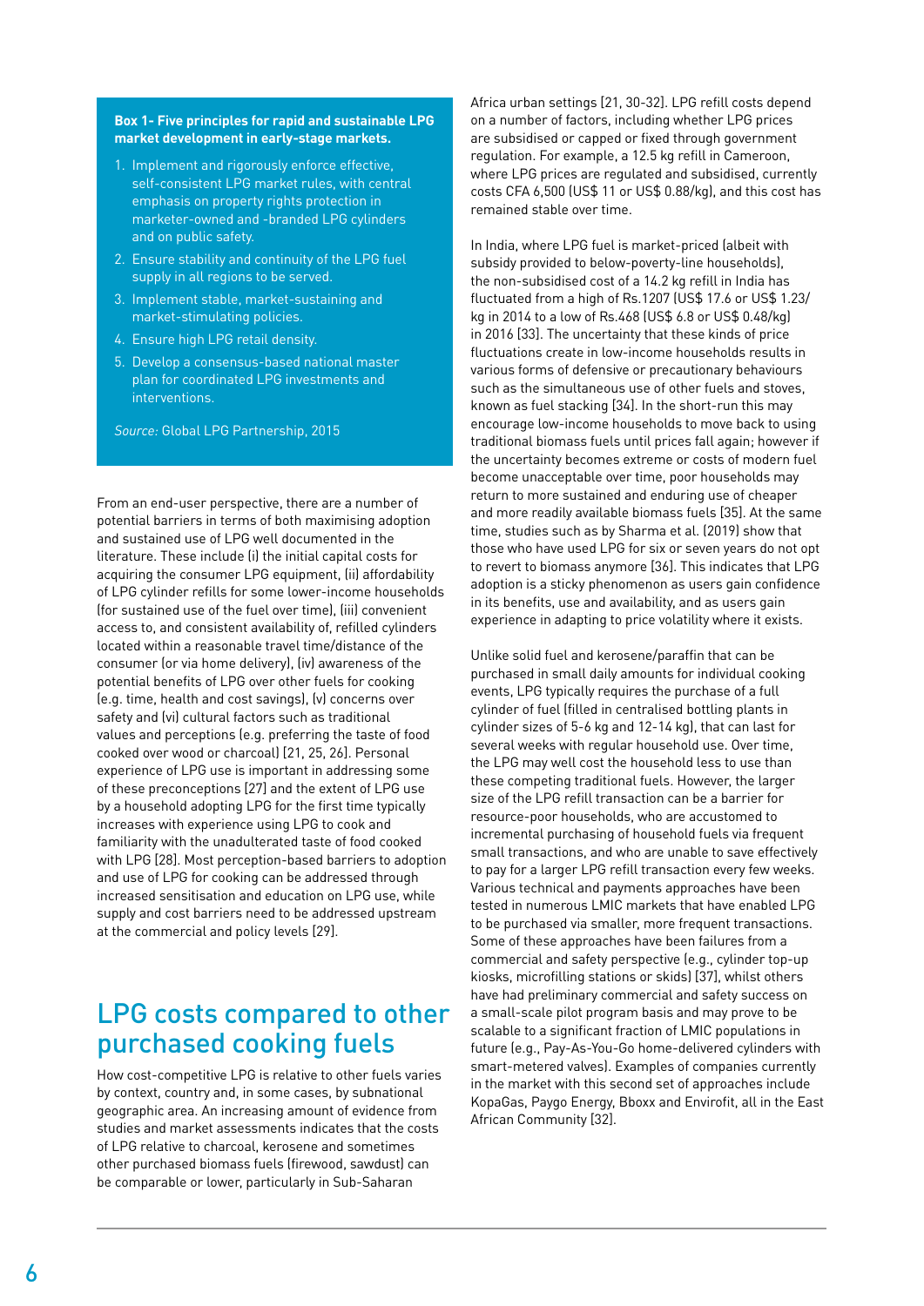**Box 1- Five principles for rapid and sustainable LPG market development in early-stage markets.**

1. Implement and rigorously enforce effective, self-consistent LPG market rules, with central emphasis on property rights protection in marketer-owned and -branded LPG cylinders and on public safety.
2. Ensure stability and continuity of the LPG fuel supply in all regions to be served.
3. Implement stable, market-sustaining and market-stimulating policies.
4. Ensure high LPG retail density.
5. Develop a consensus-based national master plan for coordinated LPG investments and interventions.

*Source:* Global LPG Partnership, 2015

From an end-user perspective, there are a number of potential barriers in terms of both maximising adoption and sustained use of LPG well documented in the literature. These include (i) the initial capital costs for acquiring the consumer LPG equipment, (ii) affordability of LPG cylinder refills for some lower-income households (for sustained use of the fuel over time), (iii) convenient access to, and consistent availability of, refilled cylinders located within a reasonable travel time/distance of the consumer (or via home delivery), (iv) awareness of the potential benefits of LPG over other fuels for cooking (e.g. time, health and cost savings), (v) concerns over safety and (vi) cultural factors such as traditional values and perceptions (e.g. preferring the taste of food cooked over wood or charcoal) [21, 25, 26]. Personal experience of LPG use is important in addressing some of these preconceptions [27] and the extent of LPG use by a household adopting LPG for the first time typically increases with experience using LPG to cook and familiarity with the unadulterated taste of food cooked with LPG [28]. Most perception-based barriers to adoption and use of LPG for cooking can be addressed through increased sensitisation and education on LPG use, while supply and cost barriers need to be addressed upstream at the commercial and policy levels [29].

## LPG costs compared to other purchased cooking fuels

How cost-competitive LPG is relative to other fuels varies by context, country and, in some cases, by subnational geographic area. An increasing amount of evidence from studies and market assessments indicates that the costs of LPG relative to charcoal, kerosene and sometimes other purchased biomass fuels (firewood, sawdust) can be comparable or lower, particularly in Sub-Saharan Africa urban settings [21, 30-32]. LPG refill costs depend on a number of factors, including whether LPG prices are subsidised or capped or fixed through government regulation. For example, a 12.5 kg refill in Cameroon, where LPG prices are regulated and subsidised, currently costs CFA 6,500 (US$ 11 or US$ 0.88/kg), and this cost has remained stable over time.

In India, where LPG fuel is market-priced (albeit with subsidy provided to below-poverty-line households), the non-subsidised cost of a 14.2 kg refill in India has fluctuated from a high of Rs.1207 (US$ 17.6 or US$ 1.23/kg in 2014 to a low of Rs.468 (US$ 6.8 or US$ 0.48/kg) in 2016 [33]. The uncertainty that these kinds of price fluctuations create in low-income households results in various forms of defensive or precautionary behaviours such as the simultaneous use of other fuels and stoves, known as fuel stacking [34]. In the short-run this may encourage low-income households to move back to using traditional biomass fuels until prices fall again; however if the uncertainty becomes extreme or costs of modern fuel become unacceptable over time, poor households may return to more sustained and enduring use of cheaper and more readily available biomass fuels [35]. At the same time, studies such as by Sharma et al. (2019) show that those who have used LPG for six or seven years do not opt to revert to biomass anymore [36]. This indicates that LPG adoption is a sticky phenomenon as users gain confidence in its benefits, use and availability, and as users gain experience in adapting to price volatility where it exists.

Unlike solid fuel and kerosene/paraffin that can be purchased in small daily amounts for individual cooking events, LPG typically requires the purchase of a full cylinder of fuel (filled in centralised bottling plants in cylinder sizes of 5-6 kg and 12-14 kg), that can last for several weeks with regular household use. Over time, the LPG may well cost the household less to use than these competing traditional fuels. However, the larger size of the LPG refill transaction can be a barrier for resource-poor households, who are accustomed to incremental purchasing of household fuels via frequent small transactions, and who are unable to save effectively to pay for a larger LPG refill transaction every few weeks. Various technical and payments approaches have been tested in numerous LMIC markets that have enabled LPG to be purchased via smaller, more frequent transactions. Some of these approaches have been failures from a commercial and safety perspective (e.g., cylinder top-up kiosks, microfilling stations or skids) [37], whilst others have had preliminary commercial and safety success on a small-scale pilot program basis and may prove to be scalable to a significant fraction of LMIC populations in future (e.g., Pay-As-You-Go home-delivered cylinders with smart-metered valves). Examples of companies currently in the market with this second set of approaches include KopaGas, Paygo Energy, Bboxx and Envirofit, all in the East African Community [32].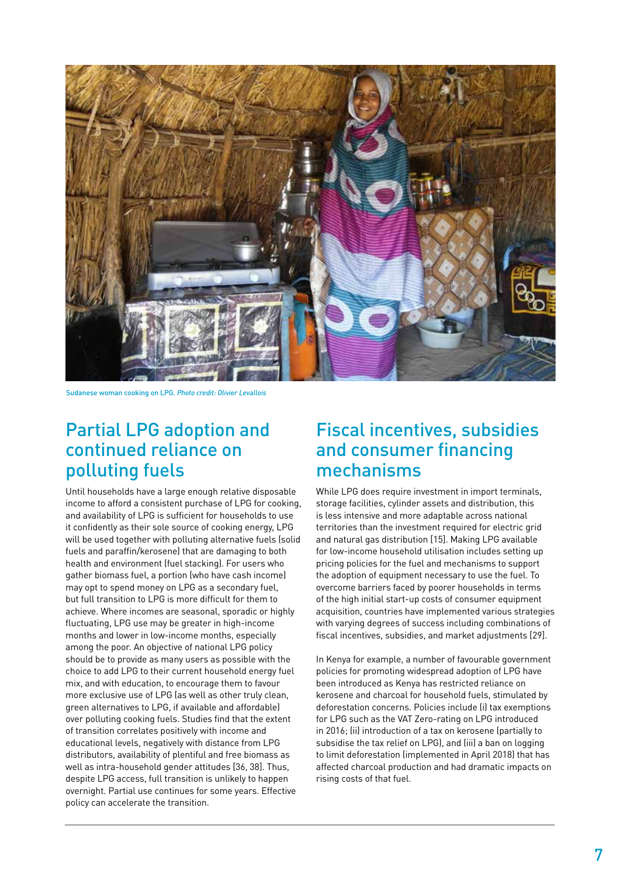Sudanese woman cooking on LPG. *Photo credit: Olivier Levallois*

## Partial LPG adoption and continued reliance on polluting fuels

Until households have a large enough relative disposable income to afford a consistent purchase of LPG for cooking, and availability of LPG is sufficient for households to use it confidently as their sole source of cooking energy, LPG will be used together with polluting alternative fuels (solid fuels and paraffin/kerosene) that are damaging to both health and environment (fuel stacking). For users who gather biomass fuel, a portion (who have cash income) may opt to spend money on LPG as a secondary fuel, but full transition to LPG is more difficult for them to achieve. Where incomes are seasonal, sporadic or highly fluctuating, LPG use may be greater in high-income months and lower in low-income months, especially among the poor. An objective of national LPG policy should be to provide as many users as possible with the choice to add LPG to their current household energy fuel mix, and with education, to encourage them to favour more exclusive use of LPG (as well as other truly clean, green alternatives to LPG, if available and affordable) over polluting cooking fuels. Studies find that the extent of transition correlates positively with income and educational levels, negatively with distance from LPG distributors, availability of plentiful and free biomass as well as intra-household gender attitudes [36, 38]. Thus, despite LPG access, full transition is unlikely to happen overnight. Partial use continues for some years. Effective policy can accelerate the transition.

## Fiscal incentives, subsidies and consumer financing mechanisms

While LPG does require investment in import terminals, storage facilities, cylinder assets and distribution, this is less intensive and more adaptable across national territories than the investment required for electric grid and natural gas distribution [15]. Making LPG available for low-income household utilisation includes setting up pricing policies for the fuel and mechanisms to support the adoption of equipment necessary to use the fuel. To overcome barriers faced by poorer households in terms of the high initial start-up costs of consumer equipment acquisition, countries have implemented various strategies with varying degrees of success including combinations of fiscal incentives, subsidies, and market adjustments [29].

In Kenya for example, a number of favourable government policies for promoting widespread adoption of LPG have been introduced as Kenya has restricted reliance on kerosene and charcoal for household fuels, stimulated by deforestation concerns. Policies include (i) tax exemptions for LPG such as the VAT Zero-rating on LPG introduced in 2016; (ii) introduction of a tax on kerosene (partially to subsidise the tax relief on LPG), and (iii) a ban on logging to limit deforestation (implemented in April 2018) that has affected charcoal production and had dramatic impacts on rising costs of that fuel.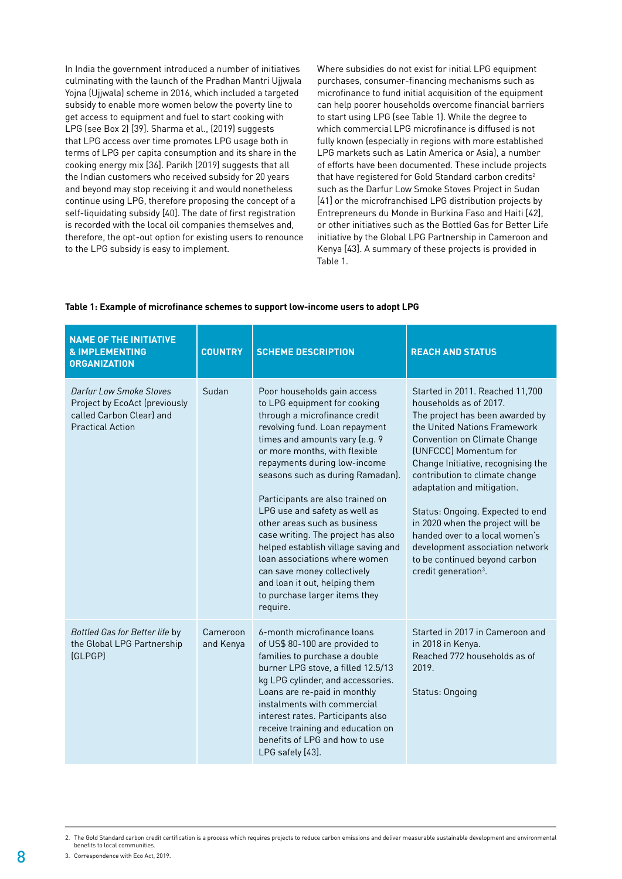In India the government introduced a number of initiatives culminating with the launch of the Pradhan Mantri Ujjwala Yojna (Ujjwala) scheme in 2016, which included a targeted subsidy to enable more women below the poverty line to get access to equipment and fuel to start cooking with LPG (see Box 2) [39]. Sharma et al., (2019) suggests that LPG access over time promotes LPG usage both in terms of LPG per capita consumption and its share in the cooking energy mix [36]. Parikh (2019) suggests that all the Indian customers who received subsidy for 20 years and beyond may stop receiving it and would nonetheless continue using LPG, therefore proposing the concept of a self-liquidating subsidy [40]. The date of first registration is recorded with the local oil companies themselves and, therefore, the opt-out option for existing users to renounce to the LPG subsidy is easy to implement.

Where subsidies do not exist for initial LPG equipment purchases, consumer-financing mechanisms such as microfinance to fund initial acquisition of the equipment can help poorer households overcome financial barriers to start using LPG (see Table 1). While the degree to which commercial LPG microfinance is diffused is not fully known (especially in regions with more established LPG markets such as Latin America or Asia), a number of efforts have been documented. These include projects that have registered for Gold Standard carbon credits[2] such as the Darfur Low Smoke Stoves Project in Sudan [41] or the microfranchised LPG distribution projects by Entrepreneurs du Monde in Burkina Faso and Haiti [42], or other initiatives such as the Bottled Gas for Better Life initiative by the Global LPG Partnership in Cameroon and Kenya [43]. A summary of these projects is provided in Table 1.

**Table 1: Example of microfinance schemes to support low-income users to adopt LPG**

| NAME OF THE INITIATIVE & IMPLEMENTING ORGANIZATION | COUNTRY | SCHEME DESCRIPTION | REACH AND STATUS |
|---|---|---|---|
| *Darfur Low Smoke Stoves* Project by EcoAct (previously called Carbon Clear) and Practical Action | Sudan | Poor households gain access to LPG equipment for cooking through a microfinance credit revolving fund. Loan repayment times and amounts vary (e.g. 9 or more months, with flexible repayments during low-income seasons such as during Ramadan).<br><br>Participants are also trained on LPG use and safety as well as other areas such as business case writing. The project has also helped establish village saving and loan associations where women can save money collectively and loan it out, helping them to purchase larger items they require. | Started in 2011. Reached 11,700 households as of 2017.<br>The project has been awarded by the United Nations Framework Convention on Climate Change (UNFCCC) Momentum for Change Initiative, recognising the contribution to climate change adaptation and mitigation.<br><br>Status: Ongoing. Expected to end in 2020 when the project will be handed over to a local women's development association network to be continued beyond carbon credit generation[3]. |
| *Bottled Gas for Better life* by the Global LPG Partnership (GLPGP) | Cameroon and Kenya | 6-month microfinance loans of US$ 80-100 are provided to families to purchase a double burner LPG stove, a filled 12.5/13 kg LPG cylinder, and accessories. Loans are re-paid in monthly instalments with commercial interest rates. Participants also receive training and education on benefits of LPG and how to use LPG safely [43]. | Started in 2017 in Cameroon and in 2018 in Kenya.<br>Reached 772 households as of 2019.<br><br>Status: Ongoing |

2. The Gold Standard carbon credit certification is a process which requires projects to reduce carbon emissions and deliver measurable sustainable development and environmental benefits to local communities.

3. Correspondence with Eco Act, 2019.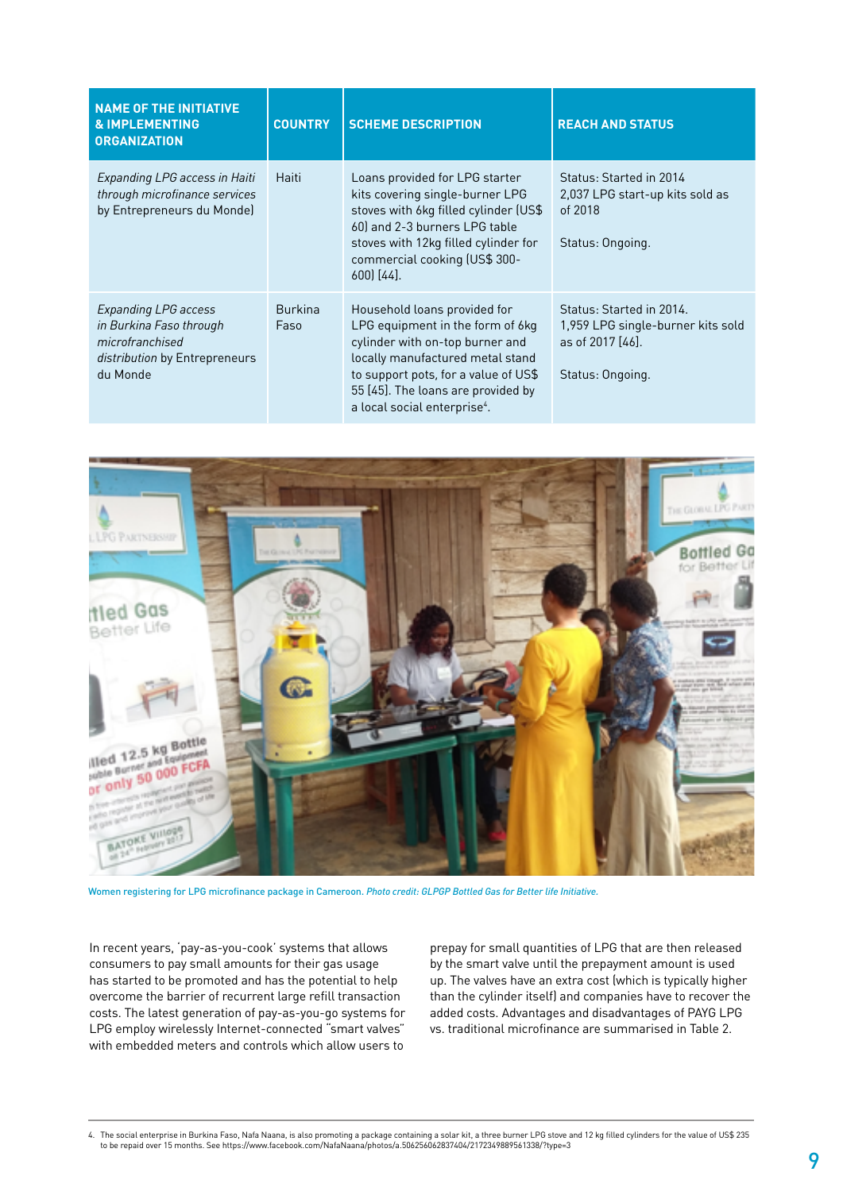| NAME OF THE INITIATIVE & IMPLEMENTING ORGANIZATION | COUNTRY | SCHEME DESCRIPTION | REACH AND STATUS |
|---|---|---|---|
| *Expanding LPG access in Haiti through microfinance services* by Entrepreneurs du Monde) | Haiti | Loans provided for LPG starter kits covering single-burner LPG stoves with 6kg filled cylinder (US$ 60) and 2-3 burners LPG table stoves with 12kg filled cylinder for commercial cooking (US$ 300-600) [44]. | Status: Started in 2014<br>2,037 LPG start-up kits sold as of 2018<br><br>Status: Ongoing. |
| *Expanding LPG access in Burkina Faso through microfranchised distribution* by Entrepreneurs du Monde | Burkina Faso | Household loans provided for LPG equipment in the form of 6kg cylinder with on-top burner and locally manufactured metal stand to support pots, for a value of US$ 55 [45]. The loans are provided by a local social enterprise[4]. | Status: Started in 2014.<br>1,959 LPG single-burner kits sold as of 2017 [46].<br><br>Status: Ongoing. |

Women registering for LPG microfinance package in Cameroon. *Photo credit: GLPGP Bottled Gas for Better life Initiative.*

In recent years, 'pay-as-you-cook' systems that allows consumers to pay small amounts for their gas usage has started to be promoted and has the potential to help overcome the barrier of recurrent large refill transaction costs. The latest generation of pay-as-you-go systems for LPG employ wirelessly Internet-connected "smart valves" with embedded meters and controls which allow users to prepay for small quantities of LPG that are then released by the smart valve until the prepayment amount is used up. The valves have an extra cost (which is typically higher than the cylinder itself) and companies have to recover the added costs. Advantages and disadvantages of PAYG LPG vs. traditional microfinance are summarised in Table 2.

4. The social enterprise in Burkina Faso, Nafa Naana, is also promoting a package containing a solar kit, a three burner LPG stove and 12 kg filled cylinders for the value of US$ 235 to be repaid over 15 months. See https://www.facebook.com/NafaNaana/photos/a.506256062837404/2172349889561338/?type=3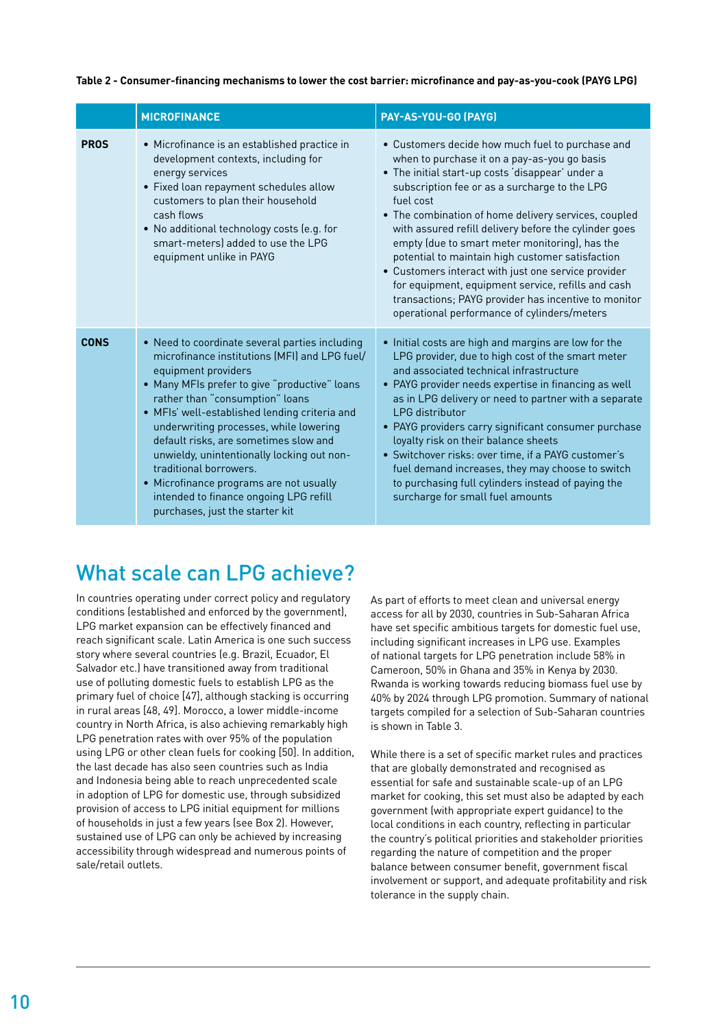**Table 2 - Consumer-financing mechanisms to lower the cost barrier: microfinance and pay-as-you-cook (PAYG LPG)**

| | MICROFINANCE | PAY-AS-YOU-GO (PAYG) |
|---|---|---|
| **PROS** | • Microfinance is an established practice in development contexts, including for energy services<br>• Fixed loan repayment schedules allow customers to plan their household cash flows<br>• No additional technology costs (e.g. for smart-meters) added to use the LPG equipment unlike in PAYG | • Customers decide how much fuel to purchase and when to purchase it on a pay-as-you go basis<br>• The initial start-up costs 'disappear' under a subscription fee or as a surcharge to the LPG fuel cost<br>• The combination of home delivery services, coupled with assured refill delivery before the cylinder goes empty (due to smart meter monitoring), has the potential to maintain high customer satisfaction<br>• Customers interact with just one service provider for equipment, equipment service, refills and cash transactions; PAYG provider has incentive to monitor operational performance of cylinders/meters |
| **CONS** | • Need to coordinate several parties including microfinance institutions (MFI) and LPG fuel/equipment providers<br>• Many MFIs prefer to give "productive" loans rather than "consumption" loans<br>• MFIs' well-established lending criteria and underwriting processes, while lowering default risks, are sometimes slow and unwieldy, unintentionally locking out non-traditional borrowers.<br>• Microfinance programs are not usually intended to finance ongoing LPG refill purchases, just the starter kit | • Initial costs are high and margins are low for the LPG provider, due to high cost of the smart meter and associated technical infrastructure<br>• PAYG provider needs expertise in financing as well as in LPG delivery or need to partner with a separate LPG distributor<br>• PAYG providers carry significant consumer purchase loyalty risk on their balance sheets<br>• Switchover risks: over time, if a PAYG customer's fuel demand increases, they may choose to switch to purchasing full cylinders instead of paying the surcharge for small fuel amounts |

## What scale can LPG achieve?

In countries operating under correct policy and regulatory conditions (established and enforced by the government), LPG market expansion can be effectively financed and reach significant scale. Latin America is one such success story where several countries (e.g. Brazil, Ecuador, El Salvador etc.) have transitioned away from traditional use of polluting domestic fuels to establish LPG as the primary fuel of choice [47], although stacking is occurring in rural areas [48, 49]. Morocco, a lower middle-income country in North Africa, is also achieving remarkably high LPG penetration rates with over 95% of the population using LPG or other clean fuels for cooking [50]. In addition, the last decade has also seen countries such as India and Indonesia being able to reach unprecedented scale in adoption of LPG for domestic use, through subsidized provision of access to LPG initial equipment for millions of households in just a few years (see Box 2). However, sustained use of LPG can only be achieved by increasing accessibility through widespread and numerous points of sale/retail outlets.

As part of efforts to meet clean and universal energy access for all by 2030, countries in Sub-Saharan Africa have set specific ambitious targets for domestic fuel use, including significant increases in LPG use. Examples of national targets for LPG penetration include 58% in Cameroon, 50% in Ghana and 35% in Kenya by 2030. Rwanda is working towards reducing biomass fuel use by 40% by 2024 through LPG promotion. Summary of national targets compiled for a selection of Sub-Saharan countries is shown in Table 3.

While there is a set of specific market rules and practices that are globally demonstrated and recognised as essential for safe and sustainable scale-up of an LPG market for cooking, this set must also be adapted by each government (with appropriate expert guidance) to the local conditions in each country, reflecting in particular the country's political priorities and stakeholder priorities regarding the nature of competition and the proper balance between consumer benefit, government fiscal involvement or support, and adequate profitability and risk tolerance in the supply chain.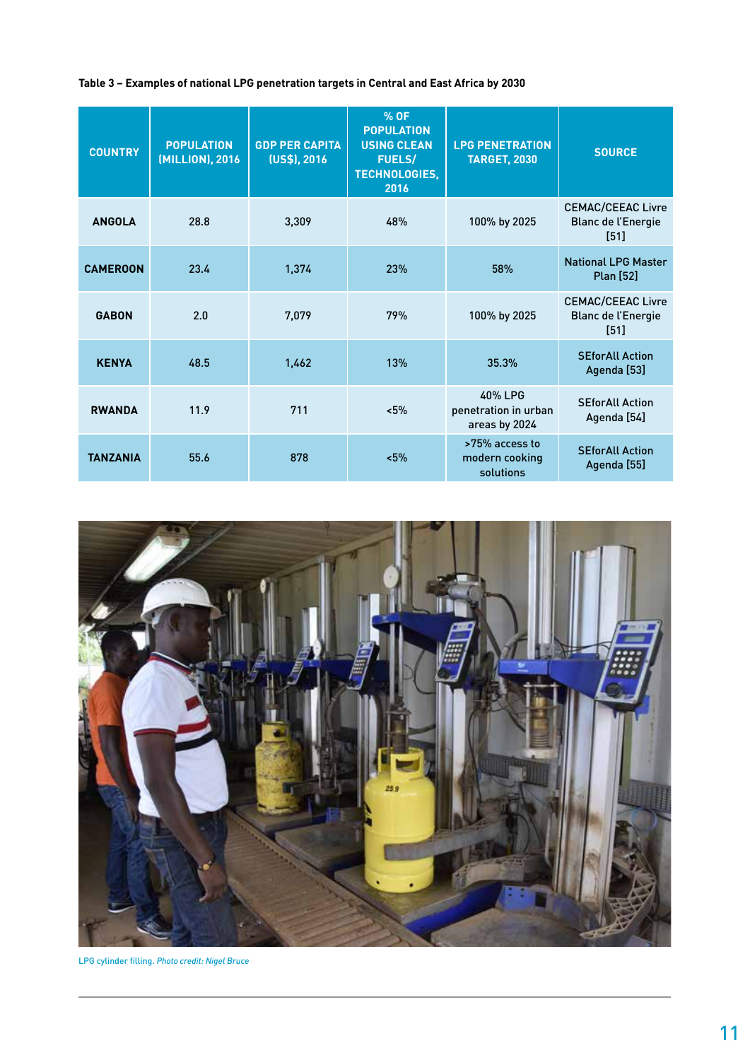**Table 3 – Examples of national LPG penetration targets in Central and East Africa by 2030**

| COUNTRY | POPULATION (MILLION), 2016 | GDP PER CAPITA (US$), 2016 | % OF POPULATION USING CLEAN FUELS/ TECHNOLOGIES, 2016 | LPG PENETRATION TARGET, 2030 | SOURCE |
|---|---|---|---|---|---|
| **ANGOLA** | 28.8 | 3,309 | 48% | 100% by 2025 | CEMAC/CEEAC Livre Blanc de l'Energie [51] |
| **CAMEROON** | 23.4 | 1,374 | 23% | 58% | National LPG Master Plan [52] |
| **GABON** | 2.0 | 7,079 | 79% | 100% by 2025 | CEMAC/CEEAC Livre Blanc de l'Energie [51] |
| **KENYA** | 48.5 | 1,462 | 13% | 35.3% | SEforAll Action Agenda [53] |
| **RWANDA** | 11.9 | 711 | <5% | 40% LPG penetration in urban areas by 2024 | SEforAll Action Agenda [54] |
| **TANZANIA** | 55.6 | 878 | <5% | >75% access to modern cooking solutions | SEforAll Action Agenda [55] |

LPG cylinder filling. *Photo credit: Nigel Bruce*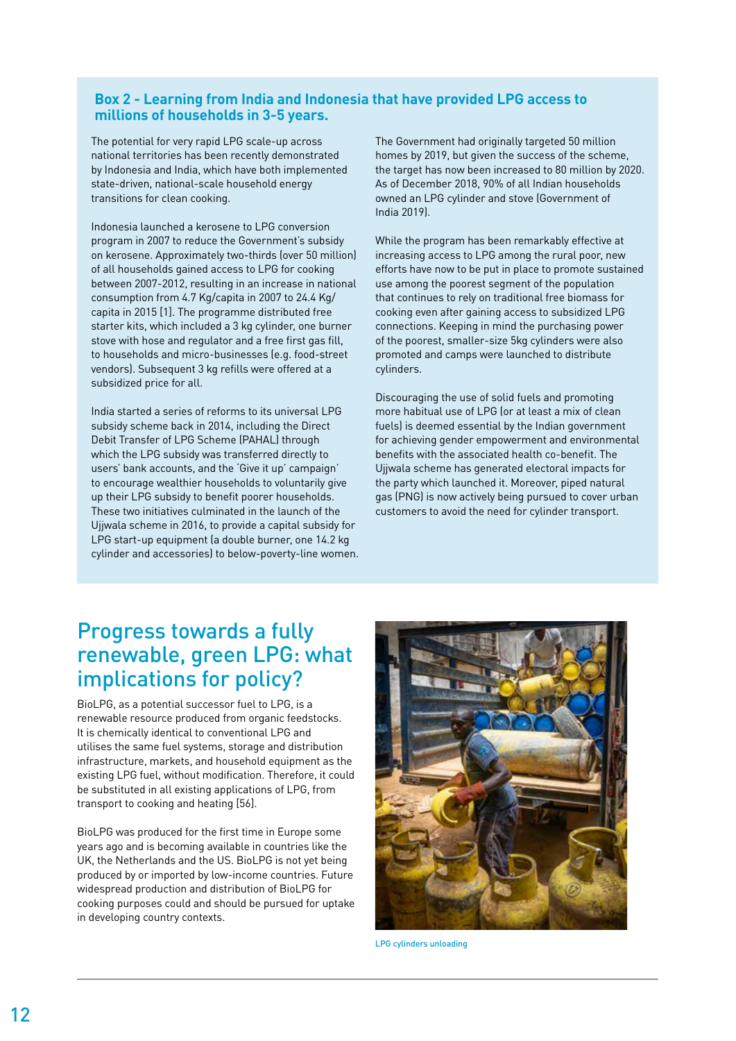## Box 2 - Learning from India and Indonesia that have provided LPG access to millions of households in 3-5 years.

The potential for very rapid LPG scale-up across national territories has been recently demonstrated by Indonesia and India, which have both implemented state-driven, national-scale household energy transitions for clean cooking.

Indonesia launched a kerosene to LPG conversion program in 2007 to reduce the Government's subsidy on kerosene. Approximately two-thirds (over 50 million) of all households gained access to LPG for cooking between 2007-2012, resulting in an increase in national consumption from 4.7 Kg/capita in 2007 to 24.4 Kg/capita in 2015 [1]. The programme distributed free starter kits, which included a 3 kg cylinder, one burner stove with hose and regulator and a free first gas fill, to households and micro-businesses (e.g. food-street vendors). Subsequent 3 kg refills were offered at a subsidized price for all.

India started a series of reforms to its universal LPG subsidy scheme back in 2014, including the Direct Debit Transfer of LPG Scheme (PAHAL) through which the LPG subsidy was transferred directly to users' bank accounts, and the 'Give it up' campaign to encourage wealthier households to voluntarily give up their LPG subsidy to benefit poorer households. These two initiatives culminated in the launch of the Ujjwala scheme in 2016, to provide a capital subsidy for LPG start-up equipment (a double burner, one 14.2 kg cylinder and accessories) to below-poverty-line women. The Government had originally targeted 50 million homes by 2019, but given the success of the scheme, the target has now been increased to 80 million by 2020. As of December 2018, 90% of all Indian households owned an LPG cylinder and stove (Government of India 2019).

While the program has been remarkably effective at increasing access to LPG among the rural poor, new efforts have now to be put in place to promote sustained use among the poorest segment of the population that continues to rely on traditional free biomass for cooking even after gaining access to subsidized LPG connections. Keeping in mind the purchasing power of the poorest, smaller-size 5kg cylinders were also promoted and camps were launched to distribute cylinders.

Discouraging the use of solid fuels and promoting more habitual use of LPG (or at least a mix of clean fuels) is deemed essential by the Indian government for achieving gender empowerment and environmental benefits with the associated health co-benefit. The Ujjwala scheme has generated electoral impacts for the party which launched it. Moreover, piped natural gas (PNG) is now actively being pursued to cover urban customers to avoid the need for cylinder transport.

# Progress towards a fully renewable, green LPG: what implications for policy?

BioLPG, as a potential successor fuel to LPG, is a renewable resource produced from organic feedstocks. It is chemically identical to conventional LPG and utilises the same fuel systems, storage and distribution infrastructure, markets, and household equipment as the existing LPG fuel, without modification. Therefore, it could be substituted in all existing applications of LPG, from transport to cooking and heating [56].

BioLPG was produced for the first time in Europe some years ago and is becoming available in countries like the UK, the Netherlands and the US. BioLPG is not yet being produced by or imported by low-income countries. Future widespread production and distribution of BioLPG for cooking purposes could and should be pursued for uptake in developing country contexts.

LPG cylinders unloading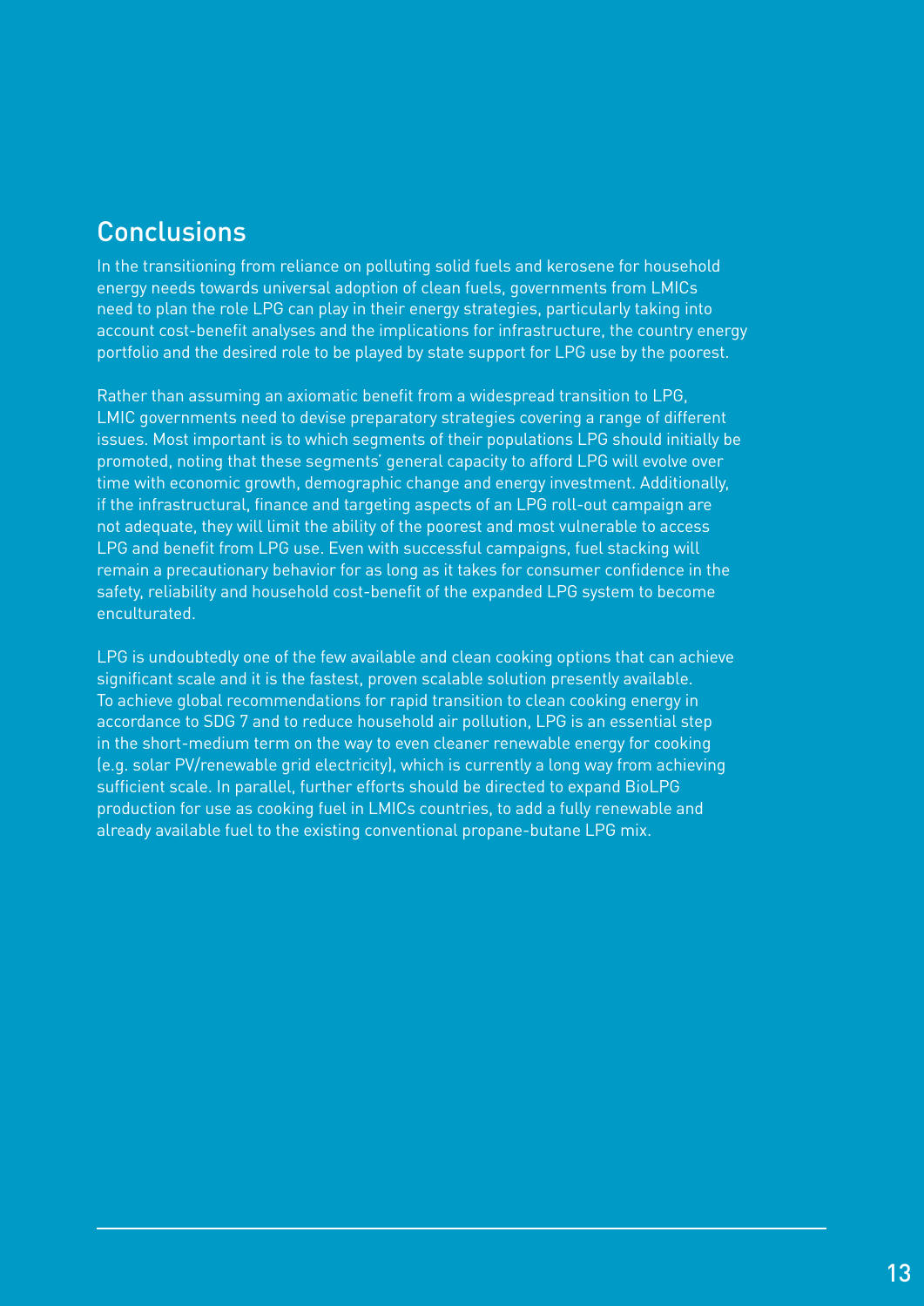## Conclusions

In the transitioning from reliance on polluting solid fuels and kerosene for household energy needs towards universal adoption of clean fuels, governments from LMICs need to plan the role LPG can play in their energy strategies, particularly taking into account cost-benefit analyses and the implications for infrastructure, the country energy portfolio and the desired role to be played by state support for LPG use by the poorest.

Rather than assuming an axiomatic benefit from a widespread transition to LPG, LMIC governments need to devise preparatory strategies covering a range of different issues. Most important is to which segments of their populations LPG should initially be promoted, noting that these segments' general capacity to afford LPG will evolve over time with economic growth, demographic change and energy investment. Additionally, if the infrastructural, finance and targeting aspects of an LPG roll-out campaign are not adequate, they will limit the ability of the poorest and most vulnerable to access LPG and benefit from LPG use. Even with successful campaigns, fuel stacking will remain a precautionary behavior for as long as it takes for consumer confidence in the safety, reliability and household cost-benefit of the expanded LPG system to become enculturated.

LPG is undoubtedly one of the few available and clean cooking options that can achieve significant scale and it is the fastest, proven scalable solution presently available. To achieve global recommendations for rapid transition to clean cooking energy in accordance to SDG 7 and to reduce household air pollution, LPG is an essential step in the short-medium term on the way to even cleaner renewable energy for cooking (e.g. solar PV/renewable grid electricity), which is currently a long way from achieving sufficient scale. In parallel, further efforts should be directed to expand BioLPG production for use as cooking fuel in LMICs countries, to add a fully renewable and already available fuel to the existing conventional propane-butane LPG mix.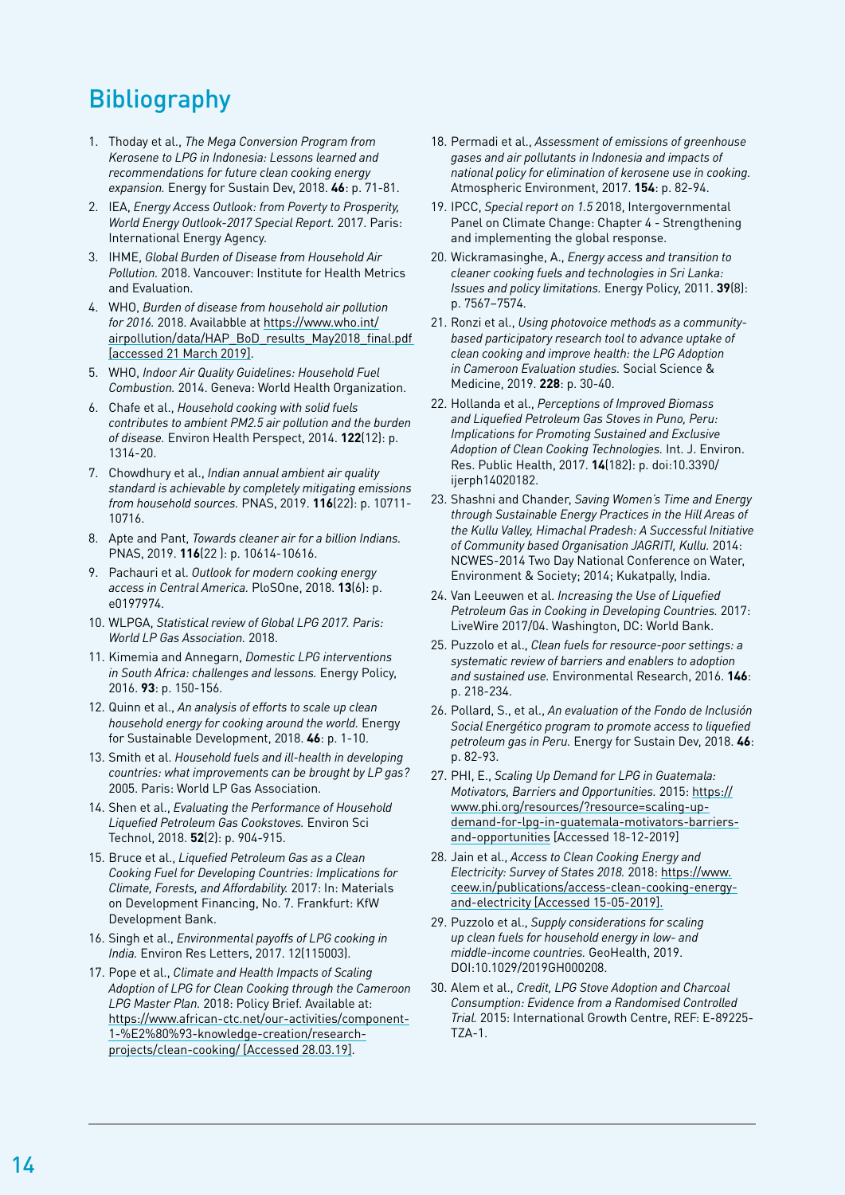# Bibliography

1. Thoday et al., *The Mega Conversion Program from Kerosene to LPG in Indonesia: Lessons learned and recommendations for future clean cooking energy expansion.* Energy for Sustain Dev, 2018. **46**: p. 71-81.
2. IEA, *Energy Access Outlook: from Poverty to Prosperity, World Energy Outlook-2017 Special Report.* 2017. Paris: International Energy Agency.
3. IHME, *Global Burden of Disease from Household Air Pollution.* 2018. Vancouver: Institute for Health Metrics and Evaluation.
4. WHO, *Burden of disease from household air pollution for 2016.* 2018. Availabble at https://www.who.int/airpollution/data/HAP_BoD_results_May2018_final.pdf [accessed 21 March 2019].
5. WHO, *Indoor Air Quality Guidelines: Household Fuel Combustion.* 2014. Geneva: World Health Organization.
6. Chafe et al., *Household cooking with solid fuels contributes to ambient PM2.5 air pollution and the burden of disease.* Environ Health Perspect, 2014. **122**(12): p. 1314-20.
7. Chowdhury et al., *Indian annual ambient air quality standard is achievable by completely mitigating emissions from household sources.* PNAS, 2019. **116**(22): p. 10711-10716.
8. Apte and Pant, *Towards cleaner air for a billion Indians.* PNAS, 2019. **116**(22 ): p. 10614-10616.
9. Pachauri et al. *Outlook for modern cooking energy access in Central America.* PloSOne, 2018. **13**(6): p. e0197974.
10. WLPGA, *Statistical review of Global LPG 2017. Paris: World LP Gas Association.* 2018.
11. Kimemia and Annegarn, *Domestic LPG interventions in South Africa: challenges and lessons.* Energy Policy, 2016. **93**: p. 150-156.
12. Quinn et al., *An analysis of efforts to scale up clean household energy for cooking around the world.* Energy for Sustainable Development, 2018. **46**: p. 1-10.
13. Smith et al. *Household fuels and ill-health in developing countries: what improvements can be brought by LP gas?* 2005. Paris: World LP Gas Association.
14. Shen et al., *Evaluating the Performance of Household Liquefied Petroleum Gas Cookstoves.* Environ Sci Technol, 2018. **52**(2): p. 904-915.
15. Bruce et al., *Liquefied Petroleum Gas as a Clean Cooking Fuel for Developing Countries: Implications for Climate, Forests, and Affordability.* 2017: In: Materials on Development Financing, No. 7. Frankfurt: KfW Development Bank.
16. Singh et al., *Environmental payoffs of LPG cooking in India.* Environ Res Letters, 2017. 12(115003).
17. Pope et al., *Climate and Health Impacts of Scaling Adoption of LPG for Clean Cooking through the Cameroon LPG Master Plan.* 2018: Policy Brief. Available at: https://www.african-ctc.net/our-activities/component-1-%E2%80%93-knowledge-creation/research-projects/clean-cooking/ [Accessed 28.03.19].
18. Permadi et al., *Assessment of emissions of greenhouse gases and air pollutants in Indonesia and impacts of national policy for elimination of kerosene use in cooking.* Atmospheric Environment, 2017. **154**: p. 82-94.
19. IPCC, *Special report on 1.5* 2018, Intergovernmental Panel on Climate Change: Chapter 4 - Strengthening and implementing the global response.
20. Wickramasinghe, A., *Energy access and transition to cleaner cooking fuels and technologies in Sri Lanka: Issues and policy limitations.* Energy Policy, 2011. **39**(8): p. 7567–7574.
21. Ronzi et al., *Using photovoice methods as a community-based participatory research tool to advance uptake of clean cooking and improve health: the LPG Adoption in Cameroon Evaluation studies.* Social Science & Medicine, 2019. **228**: p. 30-40.
22. Hollanda et al., *Perceptions of Improved Biomass and Liquefied Petroleum Gas Stoves in Puno, Peru: Implications for Promoting Sustained and Exclusive Adoption of Clean Cooking Technologies.* Int. J. Environ. Res. Public Health, 2017. **14**(182): p. doi:10.3390/ijerph14020182.
23. Shashni and Chander, *Saving Women's Time and Energy through Sustainable Energy Practices in the Hill Areas of the Kullu Valley, Himachal Pradesh: A Successful Initiative of Community based Organisation JAGRITI, Kullu.* 2014: NCWES-2014 Two Day National Conference on Water, Environment & Society; 2014; Kukatpally, India.
24. Van Leeuwen et al. *Increasing the Use of Liquefied Petroleum Gas in Cooking in Developing Countries.* 2017: LiveWire 2017/04. Washington, DC: World Bank.
25. Puzzolo et al., *Clean fuels for resource-poor settings: a systematic review of barriers and enablers to adoption and sustained use.* Environmental Research, 2016. **146**: p. 218-234.
26. Pollard, S., et al., *An evaluation of the Fondo de Inclusión Social Energético program to promote access to liquefied petroleum gas in Peru.* Energy for Sustain Dev, 2018. **46**: p. 82-93.
27. PHI, E., *Scaling Up Demand for LPG in Guatemala: Motivators, Barriers and Opportunities.* 2015: https://www.phi.org/resources/?resource=scaling-up-demand-for-lpg-in-guatemala-motivators-barriers-and-opportunities [Accessed 18-12-2019]
28. Jain et al., *Access to Clean Cooking Energy and Electricity: Survey of States 2018.* 2018: https://www.ceew.in/publications/access-clean-cooking-energy-and-electricity [Accessed 15-05-2019].
29. Puzzolo et al., *Supply considerations for scaling up clean fuels for household energy in low- and middle-income countries.* GeoHealth, 2019. DOI:10.1029/2019GH000208.
30. Alem et al., *Credit, LPG Stove Adoption and Charcoal Consumption: Evidence from a Randomised Controlled Trial.* 2015: International Growth Centre, REF: E-89225-TZA-1.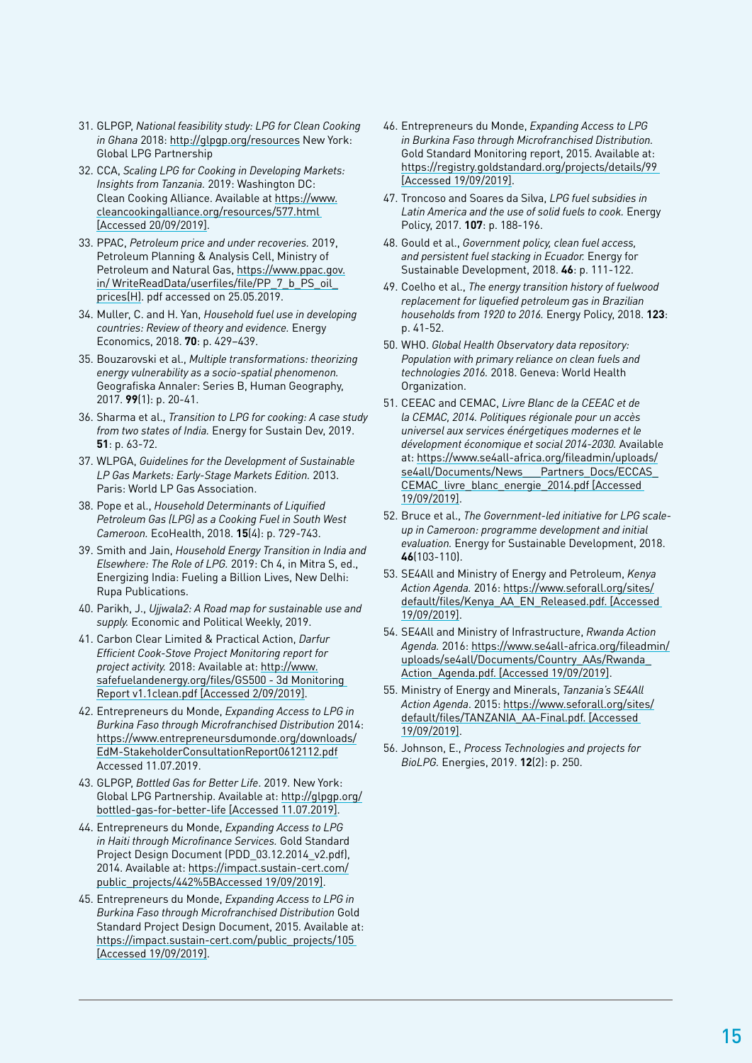31. GLPGP, *National feasibility study: LPG for Clean Cooking in Ghana* 2018: http://glpgp.org/resources New York: Global LPG Partnership
32. CCA, *Scaling LPG for Cooking in Developing Markets: Insights from Tanzania.* 2019: Washington DC: Clean Cooking Alliance. Available at https://www.cleancookingalliance.org/resources/577.html [Accessed 20/09/2019].
33. PPAC, *Petroleum price and under recoveries.* 2019, Petroleum Planning & Analysis Cell, Ministry of Petroleum and Natural Gas, https://www.ppac.gov.in/ WriteReadData/userfiles/file/PP_7_b_PS_oil_prices(H). pdf accessed on 25.05.2019.
34. Muller, C. and H. Yan, *Household fuel use in developing countries: Review of theory and evidence.* Energy Economics, 2018. **70**: p. 429–439.
35. Bouzarovski et al., *Multiple transformations: theorizing energy vulnerability as a socio-spatial phenomenon.* Geografiska Annaler: Series B, Human Geography, 2017. **99**(1): p. 20-41.
36. Sharma et al., *Transition to LPG for cooking: A case study from two states of India.* Energy for Sustain Dev, 2019. **51**: p. 63-72.
37. WLPGA, *Guidelines for the Development of Sustainable LP Gas Markets: Early-Stage Markets Edition.* 2013. Paris: World LP Gas Association.
38. Pope et al., *Household Determinants of Liquified Petroleum Gas (LPG) as a Cooking Fuel in South West Cameroon.* EcoHealth, 2018. **15**(4): p. 729-743.
39. Smith and Jain, *Household Energy Transition in India and Elsewhere: The Role of LPG.* 2019: Ch 4, in Mitra S, ed., Energizing India: Fueling a Billion Lives, New Delhi: Rupa Publications.
40. Parikh, J., *Ujjwala2: A Road map for sustainable use and supply.* Economic and Political Weekly, 2019.
41. Carbon Clear Limited & Practical Action, *Darfur Efficient Cook-Stove Project Monitoring report for project activity.* 2018: Available at: http://www.safefuelandenergy.org/files/GS500 - 3d Monitoring Report v1.1clean.pdf [Accessed 2/09/2019].
42. Entrepreneurs du Monde, *Expanding Access to LPG in Burkina Faso through Microfranchised Distribution* 2014: https://www.entrepreneursdumonde.org/downloads/EdM-StakeholderConsultationReport0612112.pdf Accessed 11.07.2019.
43. GLPGP, *Bottled Gas for Better Life*. 2019. New York: Global LPG Partnership. Available at: http://glpgp.org/bottled-gas-for-better-life [Accessed 11.07.2019].
44. Entrepreneurs du Monde, *Expanding Access to LPG in Haiti through Microfinance Services.* Gold Standard Project Design Document (PDD_03.12.2014_v2.pdf), 2014. Available at: https://impact.sustain-cert.com/public_projects/442%5BAccessed 19/09/2019].
45. Entrepreneurs du Monde, *Expanding Access to LPG in Burkina Faso through Microfranchised Distribution* Gold Standard Project Design Document, 2015. Available at: https://impact.sustain-cert.com/public_projects/105 [Accessed 19/09/2019].
46. Entrepreneurs du Monde, *Expanding Access to LPG in Burkina Faso through Microfranchised Distribution.* Gold Standard Monitoring report, 2015. Available at: https://registry.goldstandard.org/projects/details/99 [Accessed 19/09/2019].
47. Troncoso and Soares da Silva, *LPG fuel subsidies in Latin America and the use of solid fuels to cook.* Energy Policy, 2017. **107**: p. 188-196.
48. Gould et al., *Government policy, clean fuel access, and persistent fuel stacking in Ecuador.* Energy for Sustainable Development, 2018. **46**: p. 111-122.
49. Coelho et al., *The energy transition history of fuelwood replacement for liquefied petroleum gas in Brazilian households from 1920 to 2016.* Energy Policy, 2018. **123**: p. 41-52.
50. WHO. *Global Health Observatory data repository: Population with primary reliance on clean fuels and technologies 2016.* 2018. Geneva: World Health Organization.
51. CEEAC and CEMAC, *Livre Blanc de la CEEAC et de la CEMAC, 2014. Politiques régionale pour un accès universel aux services énérgetiques modernes et le dévelopment économique et social 2014-2030.* Available at: https://www.se4all-africa.org/fileadmin/uploads/se4all/Documents/News___Partners_Docs/ECCAS_CEMAC_livre_blanc_energie_2014.pdf [Accessed 19/09/2019].
52. Bruce et al., *The Government-led initiative for LPG scale-up in Cameroon: programme development and initial evaluation.* Energy for Sustainable Development, 2018. **46**(103-110).
53. SE4All and Ministry of Energy and Petroleum, *Kenya Action Agenda.* 2016: https://www.seforall.org/sites/default/files/Kenya_AA_EN_Released.pdf. [Accessed 19/09/2019].
54. SE4All and Ministry of Infrastructure, *Rwanda Action Agenda.* 2016: https://www.se4all-africa.org/fileadmin/uploads/se4all/Documents/Country_AAs/Rwanda_Action_Agenda.pdf. [Accessed 19/09/2019].
55. Ministry of Energy and Minerals, *Tanzania's SE4All Action Agenda*. 2015: https://www.seforall.org/sites/default/files/TANZANIA_AA-Final.pdf. [Accessed 19/09/2019].
56. Johnson, E., *Process Technologies and projects for BioLPG.* Energies, 2019. **12**(2): p. 250.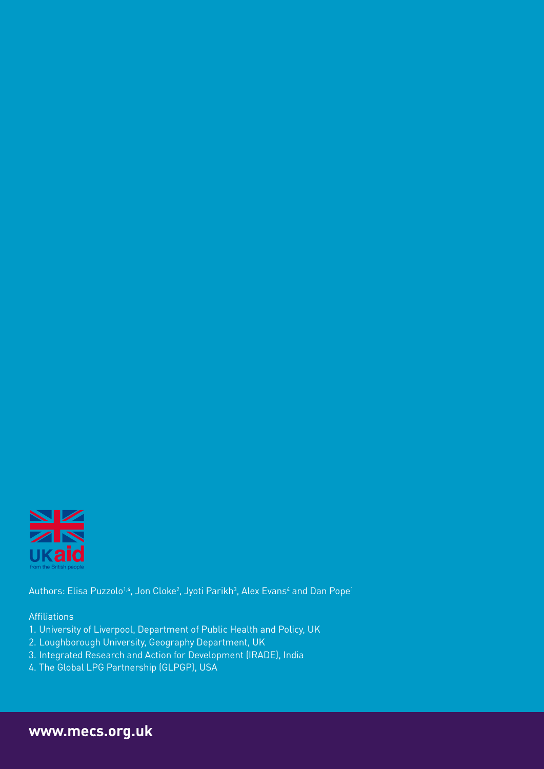UKaid
from the British people

Authors: Elisa Puzzolo[1,4], Jon Cloke[2], Jyoti Parikh[3], Alex Evans[4] and Dan Pope[1]

Affiliations

1. University of Liverpool, Department of Public Health and Policy, UK
2. Loughborough University, Geography Department, UK
3. Integrated Research and Action for Development (IRADE), India
4. The Global LPG Partnership (GLPGP), USA

**www.mecs.org.uk**